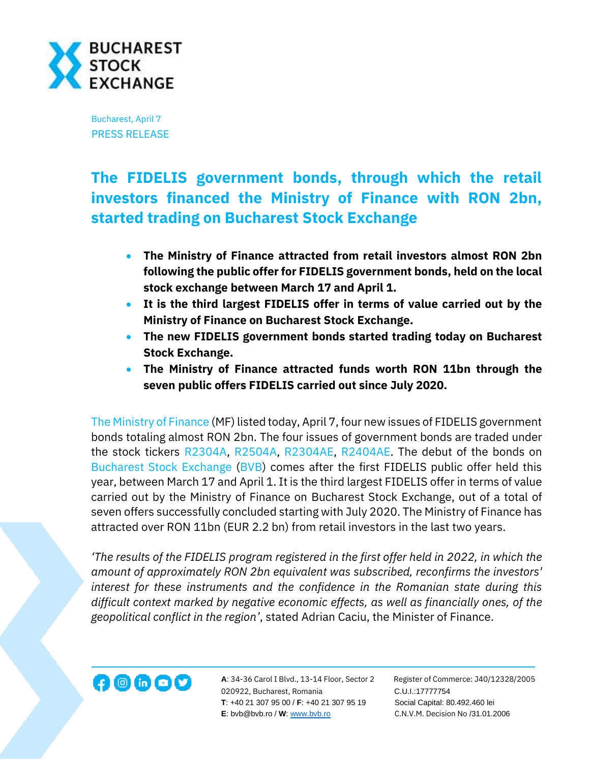BUCHAREST STOCK EXCHANGE

Bucharest, April 7
PRESS RELEASE

# The FIDELIS government bonds, through which the retail investors financed the Ministry of Finance with RON 2bn, started trading on Bucharest Stock Exchange

- **The Ministry of Finance attracted from retail investors almost RON 2bn following the public offer for FIDELIS government bonds, held on the local stock exchange between March 17 and April 1.**
- **It is the third largest FIDELIS offer in terms of value carried out by the Ministry of Finance on Bucharest Stock Exchange.**
- **The new FIDELIS government bonds started trading today on Bucharest Stock Exchange.**
- **The Ministry of Finance attracted funds worth RON 11bn through the seven public offers FIDELIS carried out since July 2020.**

The Ministry of Finance (MF) listed today, April 7, four new issues of FIDELIS government bonds totaling almost RON 2bn. The four issues of government bonds are traded under the stock tickers R2304A, R2504A, R2304AE, R2404AE. The debut of the bonds on Bucharest Stock Exchange (BVB) comes after the first FIDELIS public offer held this year, between March 17 and April 1. It is the third largest FIDELIS offer in terms of value carried out by the Ministry of Finance on Bucharest Stock Exchange, out of a total of seven offers successfully concluded starting with July 2020. The Ministry of Finance has attracted over RON 11bn (EUR 2.2 bn) from retail investors in the last two years.

*'The results of the FIDELIS program registered in the first offer held in 2022, in which the amount of approximately RON 2bn equivalent was subscribed, reconfirms the investors' interest for these instruments and the confidence in the Romanian state during this difficult context marked by negative economic effects, as well as financially ones, of the geopolitical conflict in the region'*, stated Adrian Caciu, the Minister of Finance.

**A**: 34-36 Carol I Blvd., 13-14 Floor, Sector 2
020922, Bucharest, Romania
**T**: +40 21 307 95 00 / **F**: +40 21 307 95 19
**E**: bvb@bvb.ro / **W**: www.bvb.ro

Register of Commerce: J40/12328/2005
C.U.I.:17777754
Social Capital: 80.492.460 lei
C.N.V.M. Decision No /31.01.2006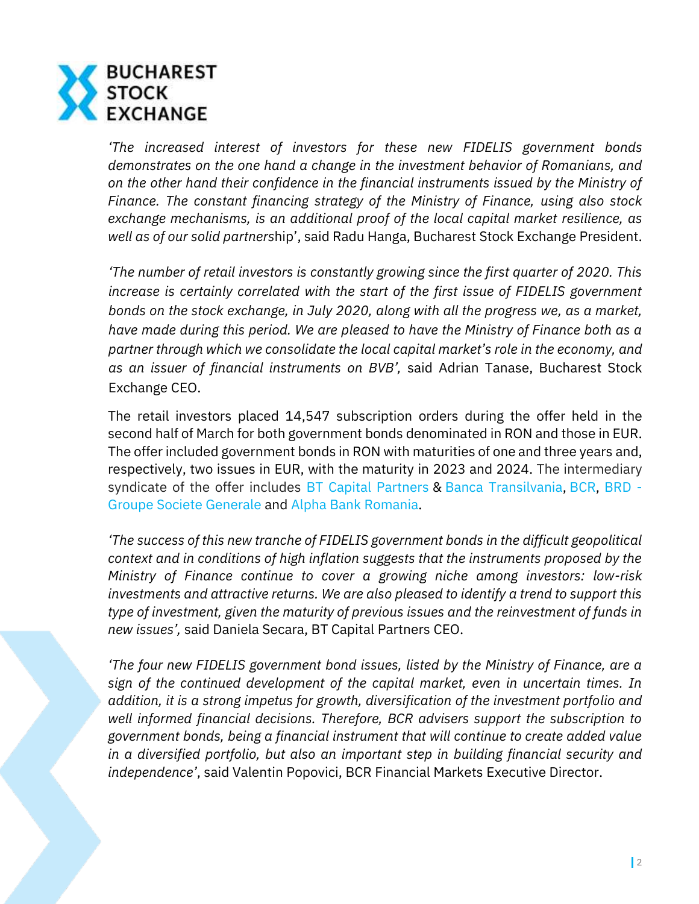*'The increased interest of investors for these new FIDELIS government bonds demonstrates on the one hand a change in the investment behavior of Romanians, and on the other hand their confidence in the financial instruments issued by the Ministry of Finance. The constant financing strategy of the Ministry of Finance, using also stock exchange mechanisms, is an additional proof of the local capital market resilience, as well as of our solid partners*hip', said Radu Hanga, Bucharest Stock Exchange President.

*'The number of retail investors is constantly growing since the first quarter of 2020. This increase is certainly correlated with the start of the first issue of FIDELIS government bonds on the stock exchange, in July 2020, along with all the progress we, as a market, have made during this period. We are pleased to have the Ministry of Finance both as a partner through which we consolidate the local capital market's role in the economy, and as an issuer of financial instruments on BVB',* said Adrian Tanase, Bucharest Stock Exchange CEO.

The retail investors placed 14,547 subscription orders during the offer held in the second half of March for both government bonds denominated in RON and those in EUR. The offer included government bonds in RON with maturities of one and three years and, respectively, two issues in EUR, with the maturity in 2023 and 2024. The intermediary syndicate of the offer includes BT Capital Partners & Banca Transilvania, BCR, BRD - Groupe Societe Generale and Alpha Bank Romania.

*'The success of this new tranche of FIDELIS government bonds in the difficult geopolitical context and in conditions of high inflation suggests that the instruments proposed by the Ministry of Finance continue to cover a growing niche among investors: low-risk investments and attractive returns. We are also pleased to identify a trend to support this type of investment, given the maturity of previous issues and the reinvestment of funds in new issues',* said Daniela Secara, BT Capital Partners CEO.

*'The four new FIDELIS government bond issues, listed by the Ministry of Finance, are a sign of the continued development of the capital market, even in uncertain times. In addition, it is a strong impetus for growth, diversification of the investment portfolio and well informed financial decisions. Therefore, BCR advisers support the subscription to government bonds, being a financial instrument that will continue to create added value in a diversified portfolio, but also an important step in building financial security and independence'*, said Valentin Popovici, BCR Financial Markets Executive Director.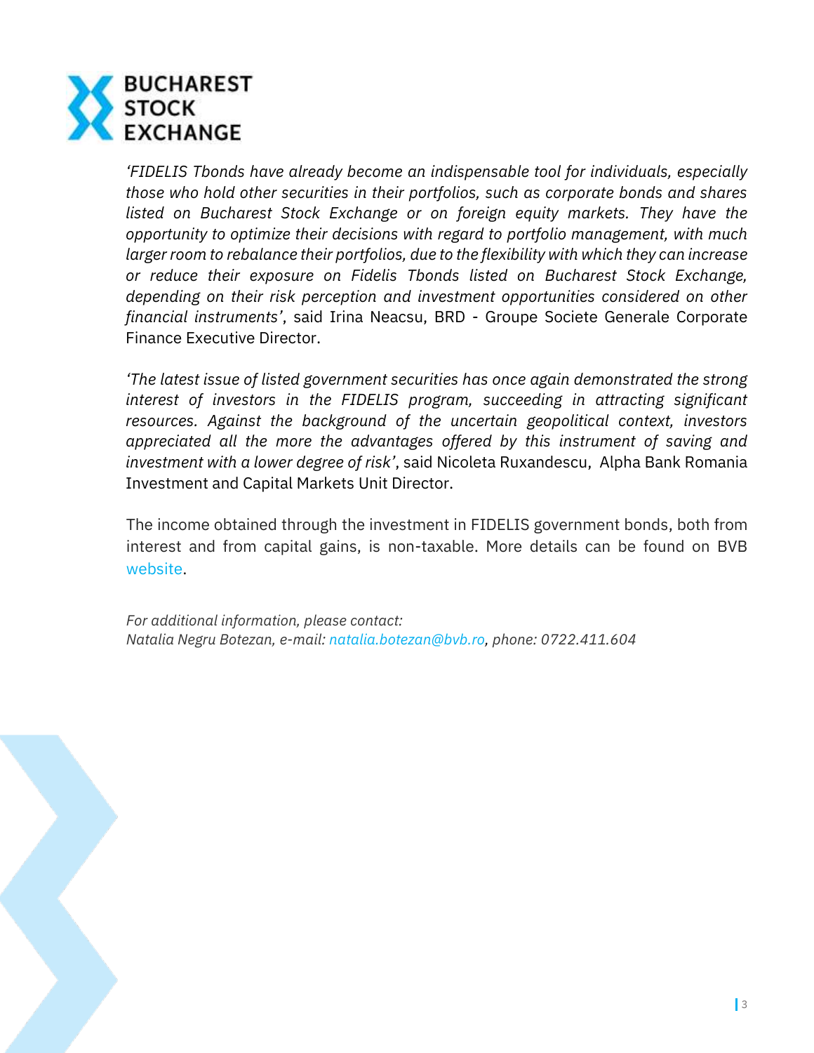*'FIDELIS Tbonds have already become an indispensable tool for individuals, especially those who hold other securities in their portfolios, such as corporate bonds and shares listed on Bucharest Stock Exchange or on foreign equity markets. They have the opportunity to optimize their decisions with regard to portfolio management, with much larger room to rebalance their portfolios, due to the flexibility with which they can increase or reduce their exposure on Fidelis Tbonds listed on Bucharest Stock Exchange, depending on their risk perception and investment opportunities considered on other financial instruments'*, said Irina Neacsu, BRD - Groupe Societe Generale Corporate Finance Executive Director.

*'The latest issue of listed government securities has once again demonstrated the strong interest of investors in the FIDELIS program, succeeding in attracting significant resources. Against the background of the uncertain geopolitical context, investors appreciated all the more the advantages offered by this instrument of saving and investment with a lower degree of risk'*, said Nicoleta Ruxandescu, Alpha Bank Romania Investment and Capital Markets Unit Director.

The income obtained through the investment in FIDELIS government bonds, both from interest and from capital gains, is non-taxable. More details can be found on BVB website.

*For additional information, please contact:*
*Natalia Negru Botezan, e-mail: natalia.botezan@bvb.ro, phone: 0722.411.604*